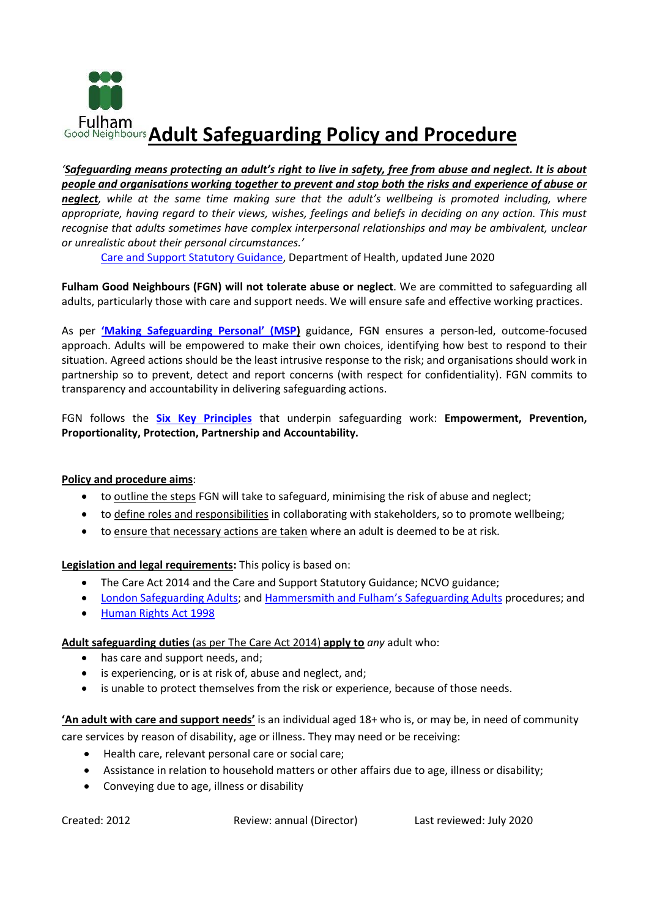Fulham Good Neighbours

# Adult Safeguarding Policy and Procedure

*'**Safeguarding means protecting an adult's right to live in safety, free from abuse and neglect. It is about people and organisations working together to prevent and stop both the risks and experience of abuse or neglect**, while at the same time making sure that the adult's wellbeing is promoted including, where appropriate, having regard to their views, wishes, feelings and beliefs in deciding on any action. This must recognise that adults sometimes have complex interpersonal relationships and may be ambivalent, unclear or unrealistic about their personal circumstances.'*

Care and Support Statutory Guidance, Department of Health, updated June 2020

**Fulham Good Neighbours (FGN) will not tolerate abuse or neglect**. We are committed to safeguarding all adults, particularly those with care and support needs. We will ensure safe and effective working practices.

As per **'Making Safeguarding Personal' (MSP)** guidance, FGN ensures a person-led, outcome-focused approach. Adults will be empowered to make their own choices, identifying how best to respond to their situation. Agreed actions should be the least intrusive response to the risk; and organisations should work in partnership so to prevent, detect and report concerns (with respect for confidentiality). FGN commits to transparency and accountability in delivering safeguarding actions.

FGN follows the **Six Key Principles** that underpin safeguarding work: **Empowerment, Prevention, Proportionality, Protection, Partnership and Accountability.**

**Policy and procedure aims**:

- to outline the steps FGN will take to safeguard, minimising the risk of abuse and neglect;
- to define roles and responsibilities in collaborating with stakeholders, so to promote wellbeing;
- to ensure that necessary actions are taken where an adult is deemed to be at risk.

**Legislation and legal requirements:** This policy is based on:

- The Care Act 2014 and the Care and Support Statutory Guidance; NCVO guidance;
- London Safeguarding Adults; and Hammersmith and Fulham's Safeguarding Adults procedures; and
- Human Rights Act 1998

**Adult safeguarding duties** (as per The Care Act 2014) **apply to** *any* adult who:

- has care and support needs, and;
- is experiencing, or is at risk of, abuse and neglect, and;
- is unable to protect themselves from the risk or experience, because of those needs.

**'An adult with care and support needs'** is an individual aged 18+ who is, or may be, in need of community care services by reason of disability, age or illness. They may need or be receiving:

- Health care, relevant personal care or social care;
- Assistance in relation to household matters or other affairs due to age, illness or disability;
- Conveying due to age, illness or disability

Created: 2012 Review: annual (Director) Last reviewed: July 2020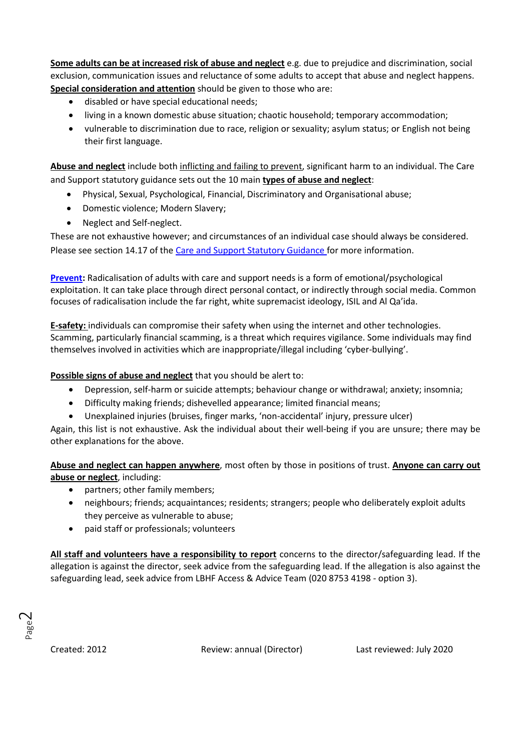**Some adults can be at increased risk of abuse and neglect** e.g. due to prejudice and discrimination, social exclusion, communication issues and reluctance of some adults to accept that abuse and neglect happens. **Special consideration and attention** should be given to those who are:

- disabled or have special educational needs;
- living in a known domestic abuse situation; chaotic household; temporary accommodation;
- vulnerable to discrimination due to race, religion or sexuality; asylum status; or English not being their first language.

**Abuse and neglect** include both inflicting and failing to prevent, significant harm to an individual. The Care and Support statutory guidance sets out the 10 main **types of abuse and neglect**:

- Physical, Sexual, Psychological, Financial, Discriminatory and Organisational abuse;
- Domestic violence; Modern Slavery;
- Neglect and Self-neglect.

These are not exhaustive however; and circumstances of an individual case should always be considered. Please see section 14.17 of the Care and Support Statutory Guidance for more information.

**Prevent:** Radicalisation of adults with care and support needs is a form of emotional/psychological exploitation. It can take place through direct personal contact, or indirectly through social media. Common focuses of radicalisation include the far right, white supremacist ideology, ISIL and Al Qa'ida.

**E-safety:** individuals can compromise their safety when using the internet and other technologies. Scamming, particularly financial scamming, is a threat which requires vigilance. Some individuals may find themselves involved in activities which are inappropriate/illegal including 'cyber-bullying'.

**Possible signs of abuse and neglect** that you should be alert to:

- Depression, self-harm or suicide attempts; behaviour change or withdrawal; anxiety; insomnia;
- Difficulty making friends; dishevelled appearance; limited financial means;
- Unexplained injuries (bruises, finger marks, 'non-accidental' injury, pressure ulcer)

Again, this list is not exhaustive. Ask the individual about their well-being if you are unsure; there may be other explanations for the above.

**Abuse and neglect can happen anywhere**, most often by those in positions of trust. **Anyone can carry out abuse or neglect**, including:

- partners; other family members;
- neighbours; friends; acquaintances; residents; strangers; people who deliberately exploit adults they perceive as vulnerable to abuse;
- paid staff or professionals; volunteers

**All staff and volunteers have a responsibility to report** concerns to the director/safeguarding lead. If the allegation is against the director, seek advice from the safeguarding lead. If the allegation is also against the safeguarding lead, seek advice from LBHF Access & Advice Team (020 8753 4198 - option 3).

Created: 2012 Review: annual (Director) Last reviewed: July 2020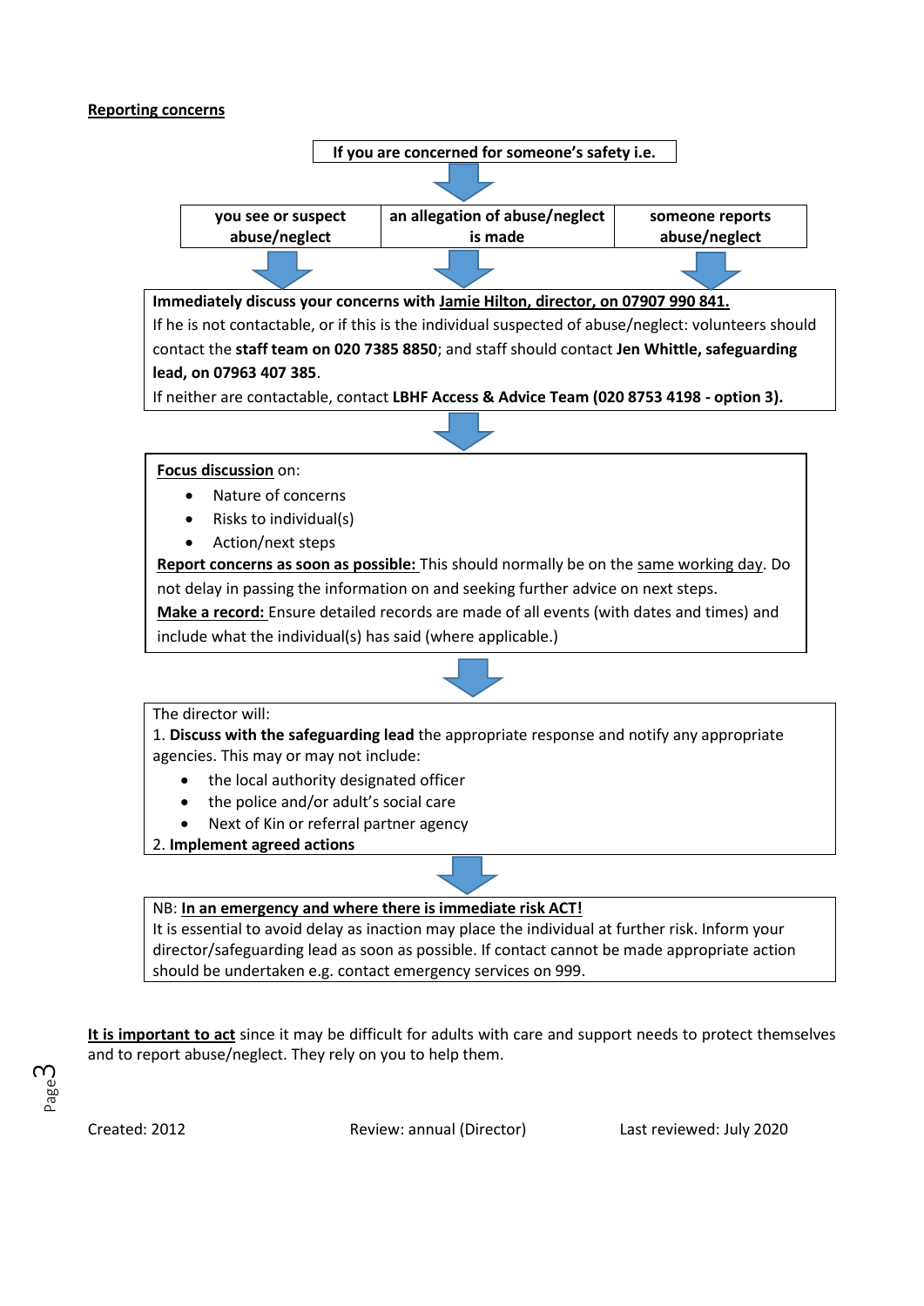**Reporting concerns**

**If you are concerned for someone's safety i.e.**

| you see or suspect abuse/neglect | an allegation of abuse/neglect is made | someone reports abuse/neglect |
|---|---|---|

**Immediately discuss your concerns with Jamie Hilton, director, on 07907 990 841.**
If he is not contactable, or if this is the individual suspected of abuse/neglect: volunteers should contact the **staff team on 020 7385 8850**; and staff should contact **Jen Whittle, safeguarding lead, on 07963 407 385**.
If neither are contactable, contact **LBHF Access & Advice Team (020 8753 4198 - option 3).**

**Focus discussion** on:

- Nature of concerns
- Risks to individual(s)
- Action/next steps

**Report concerns as soon as possible:** This should normally be on the same working day. Do not delay in passing the information on and seeking further advice on next steps.
**Make a record:** Ensure detailed records are made of all events (with dates and times) and include what the individual(s) has said (where applicable.)

The director will:
1. **Discuss with the safeguarding lead** the appropriate response and notify any appropriate agencies. This may or may not include:
   - the local authority designated officer
   - the police and/or adult's social care
   - Next of Kin or referral partner agency
2. **Implement agreed actions**

NB: **In an emergency and where there is immediate risk ACT!**
It is essential to avoid delay as inaction may place the individual at further risk. Inform your director/safeguarding lead as soon as possible. If contact cannot be made appropriate action should be undertaken e.g. contact emergency services on 999.

**It is important to act** since it may be difficult for adults with care and support needs to protect themselves and to report abuse/neglect. They rely on you to help them.

Created: 2012 Review: annual (Director) Last reviewed: July 2020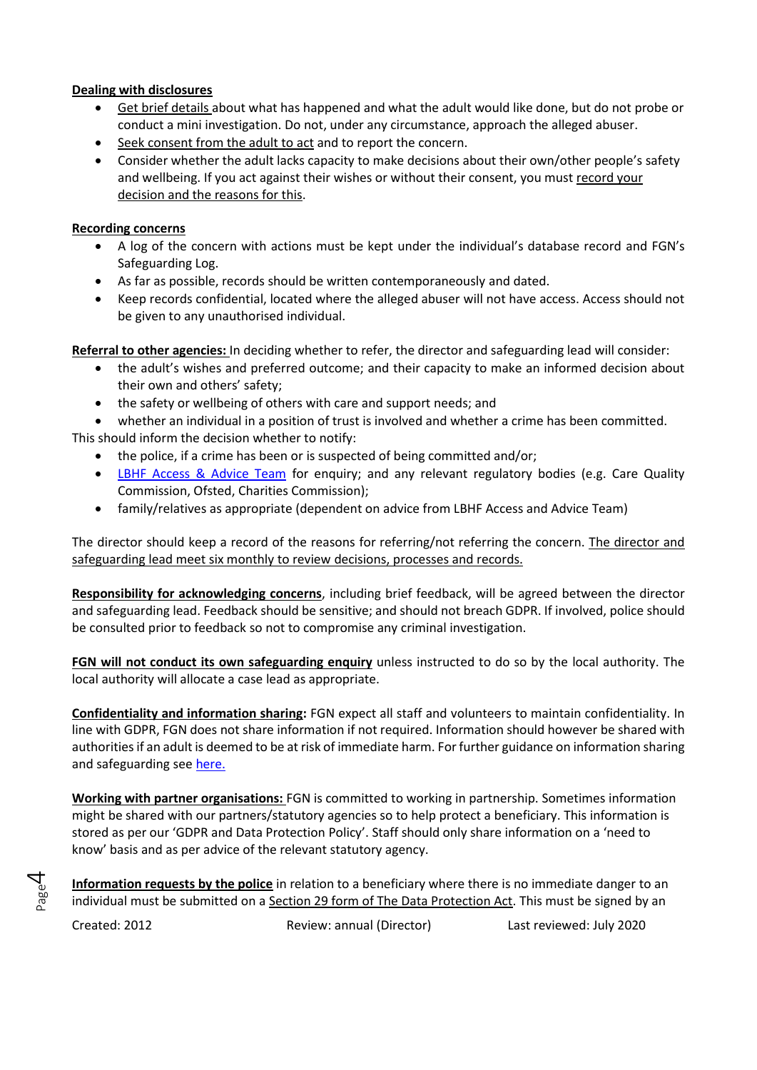**Dealing with disclosures**

- Get brief details about what has happened and what the adult would like done, but do not probe or conduct a mini investigation. Do not, under any circumstance, approach the alleged abuser.
- Seek consent from the adult to act and to report the concern.
- Consider whether the adult lacks capacity to make decisions about their own/other people's safety and wellbeing. If you act against their wishes or without their consent, you must record your decision and the reasons for this.

**Recording concerns**

- A log of the concern with actions must be kept under the individual's database record and FGN's Safeguarding Log.
- As far as possible, records should be written contemporaneously and dated.
- Keep records confidential, located where the alleged abuser will not have access. Access should not be given to any unauthorised individual.

**Referral to other agencies:** In deciding whether to refer, the director and safeguarding lead will consider:

- the adult's wishes and preferred outcome; and their capacity to make an informed decision about their own and others' safety;
- the safety or wellbeing of others with care and support needs; and
- whether an individual in a position of trust is involved and whether a crime has been committed.

This should inform the decision whether to notify:

- the police, if a crime has been or is suspected of being committed and/or;
- LBHF Access & Advice Team for enquiry; and any relevant regulatory bodies (e.g. Care Quality Commission, Ofsted, Charities Commission);
- family/relatives as appropriate (dependent on advice from LBHF Access and Advice Team)

The director should keep a record of the reasons for referring/not referring the concern. The director and safeguarding lead meet six monthly to review decisions, processes and records.

**Responsibility for acknowledging concerns**, including brief feedback, will be agreed between the director and safeguarding lead. Feedback should be sensitive; and should not breach GDPR. If involved, police should be consulted prior to feedback so not to compromise any criminal investigation.

**FGN will not conduct its own safeguarding enquiry** unless instructed to do so by the local authority. The local authority will allocate a case lead as appropriate.

**Confidentiality and information sharing:** FGN expect all staff and volunteers to maintain confidentiality. In line with GDPR, FGN does not share information if not required. Information should however be shared with authorities if an adult is deemed to be at risk of immediate harm. For further guidance on information sharing and safeguarding see here.

**Working with partner organisations:** FGN is committed to working in partnership. Sometimes information might be shared with our partners/statutory agencies so to help protect a beneficiary. This information is stored as per our 'GDPR and Data Protection Policy'. Staff should only share information on a 'need to know' basis and as per advice of the relevant statutory agency.

**Information requests by the police** in relation to a beneficiary where there is no immediate danger to an individual must be submitted on a Section 29 form of The Data Protection Act. This must be signed by an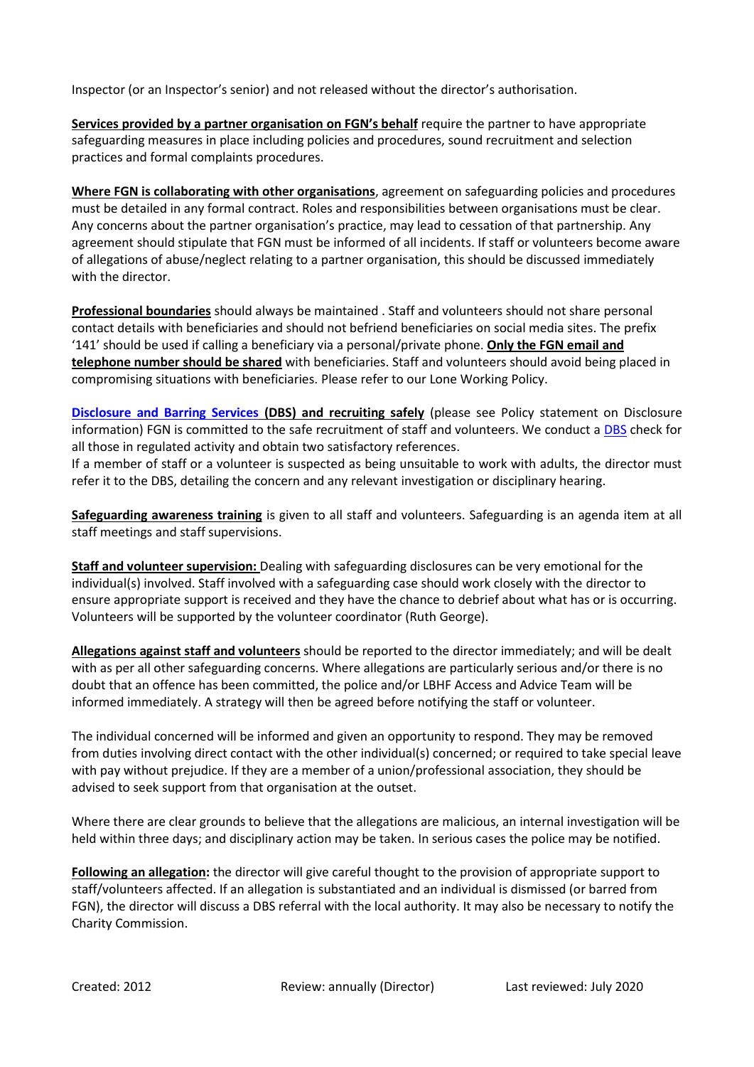Inspector (or an Inspector's senior) and not released without the director's authorisation.

**Services provided by a partner organisation on FGN's behalf** require the partner to have appropriate safeguarding measures in place including policies and procedures, sound recruitment and selection practices and formal complaints procedures.

**Where FGN is collaborating with other organisations**, agreement on safeguarding policies and procedures must be detailed in any formal contract. Roles and responsibilities between organisations must be clear. Any concerns about the partner organisation's practice, may lead to cessation of that partnership. Any agreement should stipulate that FGN must be informed of all incidents. If staff or volunteers become aware of allegations of abuse/neglect relating to a partner organisation, this should be discussed immediately with the director.

**Professional boundaries** should always be maintained . Staff and volunteers should not share personal contact details with beneficiaries and should not befriend beneficiaries on social media sites. The prefix '141' should be used if calling a beneficiary via a personal/private phone. **Only the FGN email and telephone number should be shared** with beneficiaries. Staff and volunteers should avoid being placed in compromising situations with beneficiaries. Please refer to our Lone Working Policy.

**Disclosure and Barring Services (DBS) and recruiting safely** (please see Policy statement on Disclosure information) FGN is committed to the safe recruitment of staff and volunteers. We conduct a DBS check for all those in regulated activity and obtain two satisfactory references.

If a member of staff or a volunteer is suspected as being unsuitable to work with adults, the director must refer it to the DBS, detailing the concern and any relevant investigation or disciplinary hearing.

**Safeguarding awareness training** is given to all staff and volunteers. Safeguarding is an agenda item at all staff meetings and staff supervisions.

**Staff and volunteer supervision:** Dealing with safeguarding disclosures can be very emotional for the individual(s) involved. Staff involved with a safeguarding case should work closely with the director to ensure appropriate support is received and they have the chance to debrief about what has or is occurring. Volunteers will be supported by the volunteer coordinator (Ruth George).

**Allegations against staff and volunteers** should be reported to the director immediately; and will be dealt with as per all other safeguarding concerns. Where allegations are particularly serious and/or there is no doubt that an offence has been committed, the police and/or LBHF Access and Advice Team will be informed immediately. A strategy will then be agreed before notifying the staff or volunteer.

The individual concerned will be informed and given an opportunity to respond. They may be removed from duties involving direct contact with the other individual(s) concerned; or required to take special leave with pay without prejudice. If they are a member of a union/professional association, they should be advised to seek support from that organisation at the outset.

Where there are clear grounds to believe that the allegations are malicious, an internal investigation will be held within three days; and disciplinary action may be taken. In serious cases the police may be notified.

**Following an allegation:** the director will give careful thought to the provision of appropriate support to staff/volunteers affected. If an allegation is substantiated and an individual is dismissed (or barred from FGN), the director will discuss a DBS referral with the local authority. It may also be necessary to notify the Charity Commission.

Created: 2012 Review: annually (Director) Last reviewed: July 2020